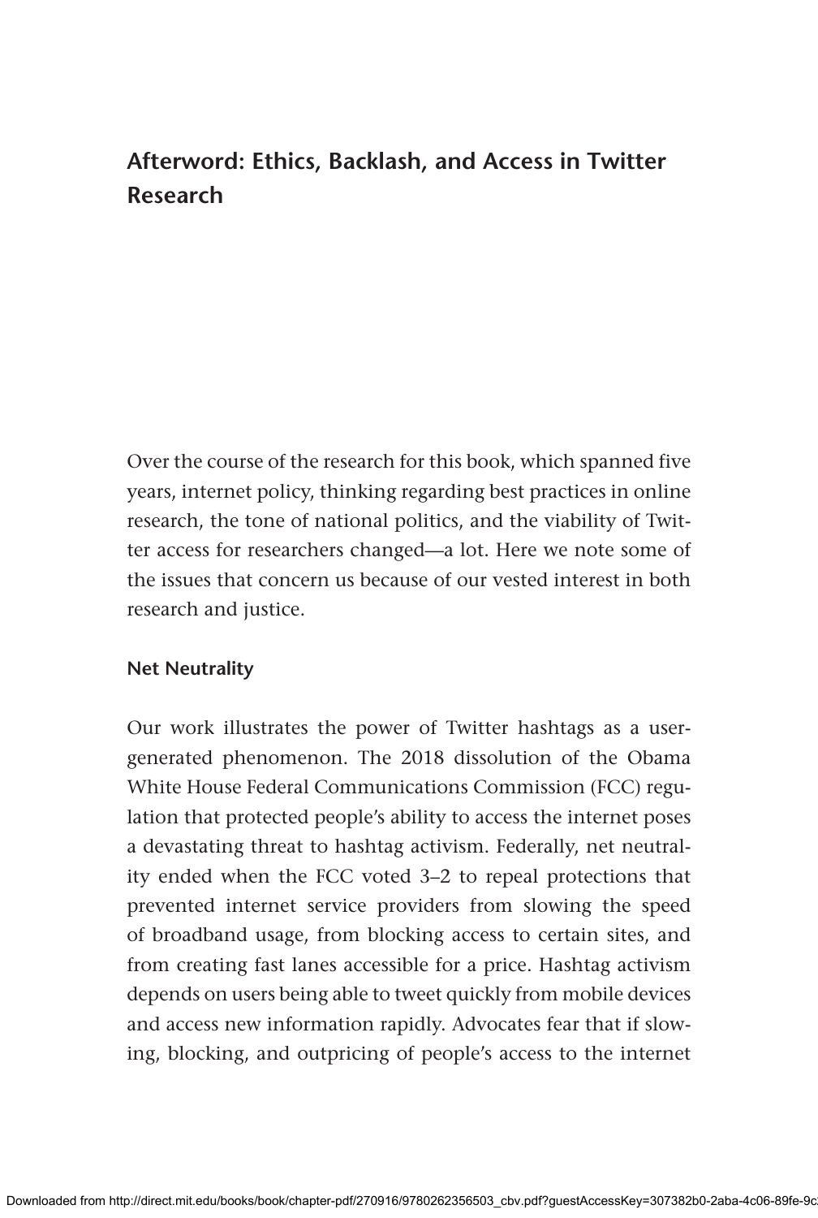# Afterword: Ethics, Backlash, and Access in Twitter Research

Over the course of the research for this book, which spanned five years, internet policy, thinking regarding best practices in online research, the tone of national politics, and the viability of Twitter access for researchers changed—a lot. Here we note some of the issues that concern us because of our vested interest in both research and justice.

## Net Neutrality

Our work illustrates the power of Twitter hashtags as a user-generated phenomenon. The 2018 dissolution of the Obama White House Federal Communications Commission (FCC) regulation that protected people's ability to access the internet poses a devastating threat to hashtag activism. Federally, net neutrality ended when the FCC voted 3–2 to repeal protections that prevented internet service providers from slowing the speed of broadband usage, from blocking access to certain sites, and from creating fast lanes accessible for a price. Hashtag activism depends on users being able to tweet quickly from mobile devices and access new information rapidly. Advocates fear that if slowing, blocking, and outpricing of people's access to the internet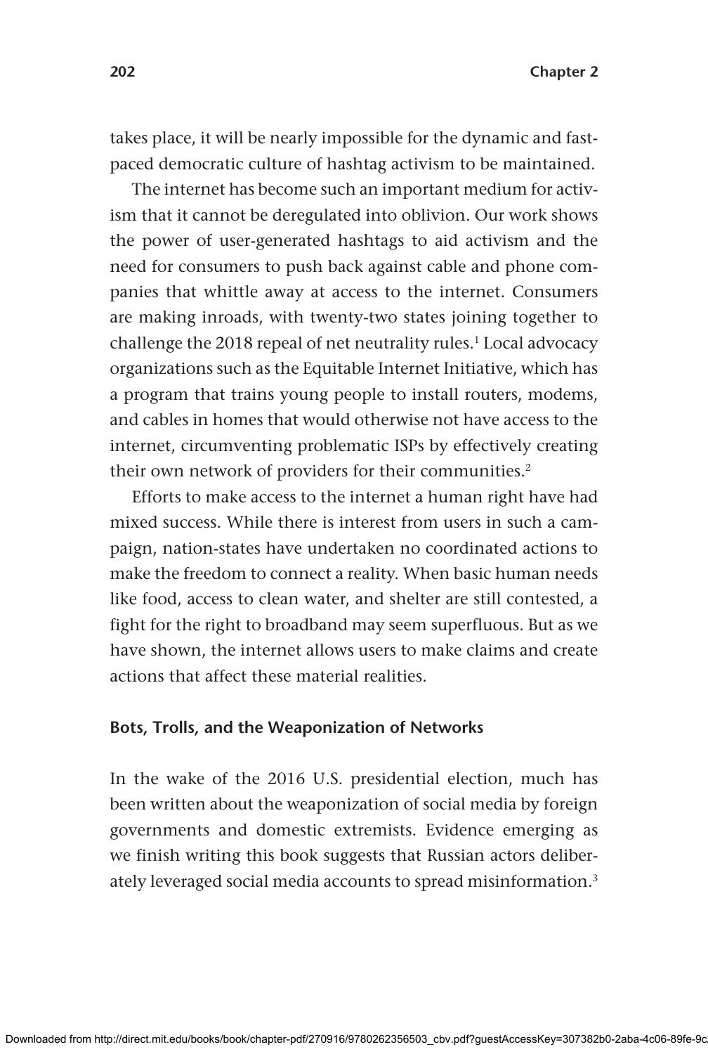takes place, it will be nearly impossible for the dynamic and fast-paced democratic culture of hashtag activism to be maintained.

The internet has become such an important medium for activism that it cannot be deregulated into oblivion. Our work shows the power of user-generated hashtags to aid activism and the need for consumers to push back against cable and phone companies that whittle away at access to the internet. Consumers are making inroads, with twenty-two states joining together to challenge the 2018 repeal of net neutrality rules.[1] Local advocacy organizations such as the Equitable Internet Initiative, which has a program that trains young people to install routers, modems, and cables in homes that would otherwise not have access to the internet, circumventing problematic ISPs by effectively creating their own network of providers for their communities.[2]

Efforts to make access to the internet a human right have had mixed success. While there is interest from users in such a campaign, nation-states have undertaken no coordinated actions to make the freedom to connect a reality. When basic human needs like food, access to clean water, and shelter are still contested, a fight for the right to broadband may seem superfluous. But as we have shown, the internet allows users to make claims and create actions that affect these material realities.

## Bots, Trolls, and the Weaponization of Networks

In the wake of the 2016 U.S. presidential election, much has been written about the weaponization of social media by foreign governments and domestic extremists. Evidence emerging as we finish writing this book suggests that Russian actors deliberately leveraged social media accounts to spread misinformation.[3]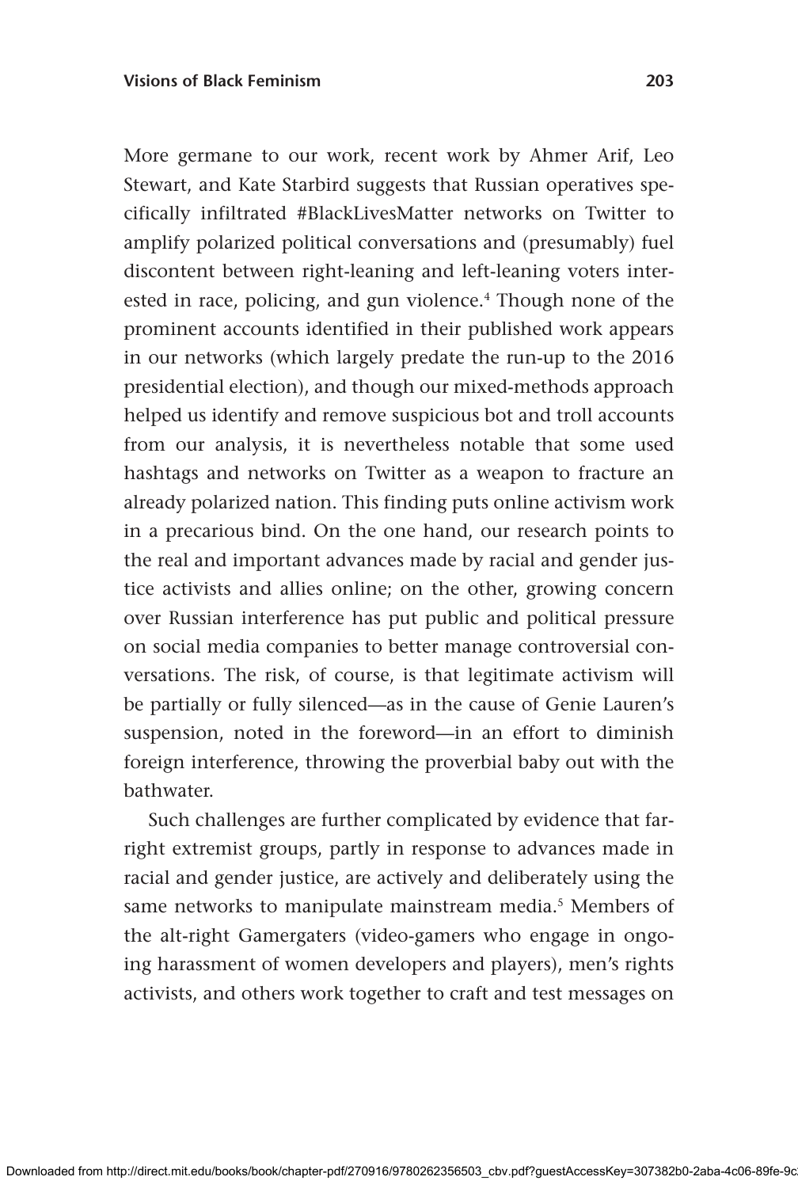More germane to our work, recent work by Ahmer Arif, Leo Stewart, and Kate Starbird suggests that Russian operatives specifically infiltrated #BlackLivesMatter networks on Twitter to amplify polarized political conversations and (presumably) fuel discontent between right-leaning and left-leaning voters interested in race, policing, and gun violence.[4] Though none of the prominent accounts identified in their published work appears in our networks (which largely predate the run-up to the 2016 presidential election), and though our mixed-methods approach helped us identify and remove suspicious bot and troll accounts from our analysis, it is nevertheless notable that some used hashtags and networks on Twitter as a weapon to fracture an already polarized nation. This finding puts online activism work in a precarious bind. On the one hand, our research points to the real and important advances made by racial and gender justice activists and allies online; on the other, growing concern over Russian interference has put public and political pressure on social media companies to better manage controversial conversations. The risk, of course, is that legitimate activism will be partially or fully silenced—as in the cause of Genie Lauren's suspension, noted in the foreword—in an effort to diminish foreign interference, throwing the proverbial baby out with the bathwater.

Such challenges are further complicated by evidence that far-right extremist groups, partly in response to advances made in racial and gender justice, are actively and deliberately using the same networks to manipulate mainstream media.[5] Members of the alt-right Gamergaters (video-gamers who engage in ongoing harassment of women developers and players), men's rights activists, and others work together to craft and test messages on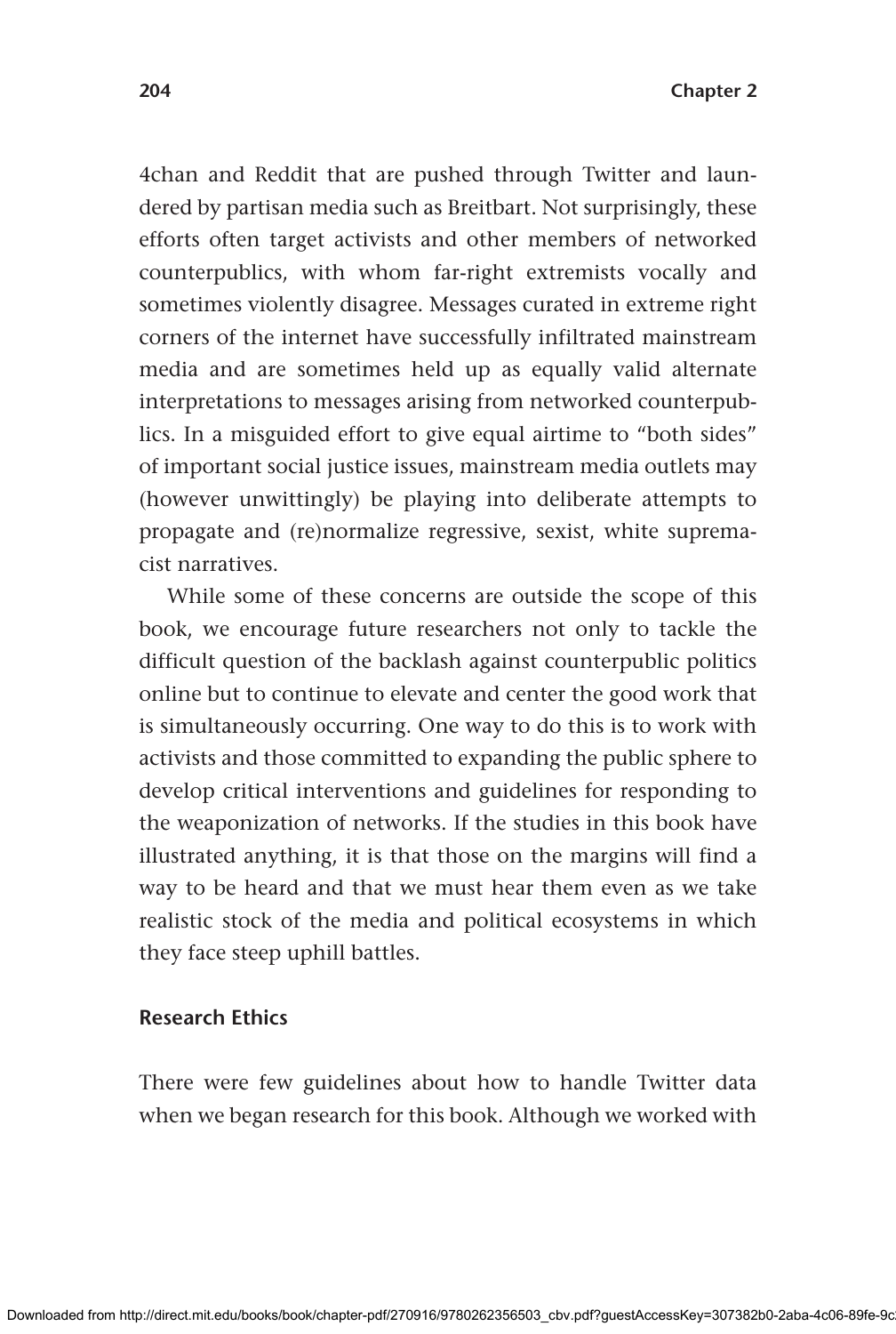4chan and Reddit that are pushed through Twitter and laundered by partisan media such as Breitbart. Not surprisingly, these efforts often target activists and other members of networked counterpublics, with whom far-right extremists vocally and sometimes violently disagree. Messages curated in extreme right corners of the internet have successfully infiltrated mainstream media and are sometimes held up as equally valid alternate interpretations to messages arising from networked counterpublics. In a misguided effort to give equal airtime to "both sides" of important social justice issues, mainstream media outlets may (however unwittingly) be playing into deliberate attempts to propagate and (re)normalize regressive, sexist, white supremacist narratives.

While some of these concerns are outside the scope of this book, we encourage future researchers not only to tackle the difficult question of the backlash against counterpublic politics online but to continue to elevate and center the good work that is simultaneously occurring. One way to do this is to work with activists and those committed to expanding the public sphere to develop critical interventions and guidelines for responding to the weaponization of networks. If the studies in this book have illustrated anything, it is that those on the margins will find a way to be heard and that we must hear them even as we take realistic stock of the media and political ecosystems in which they face steep uphill battles.

### Research Ethics

There were few guidelines about how to handle Twitter data when we began research for this book. Although we worked with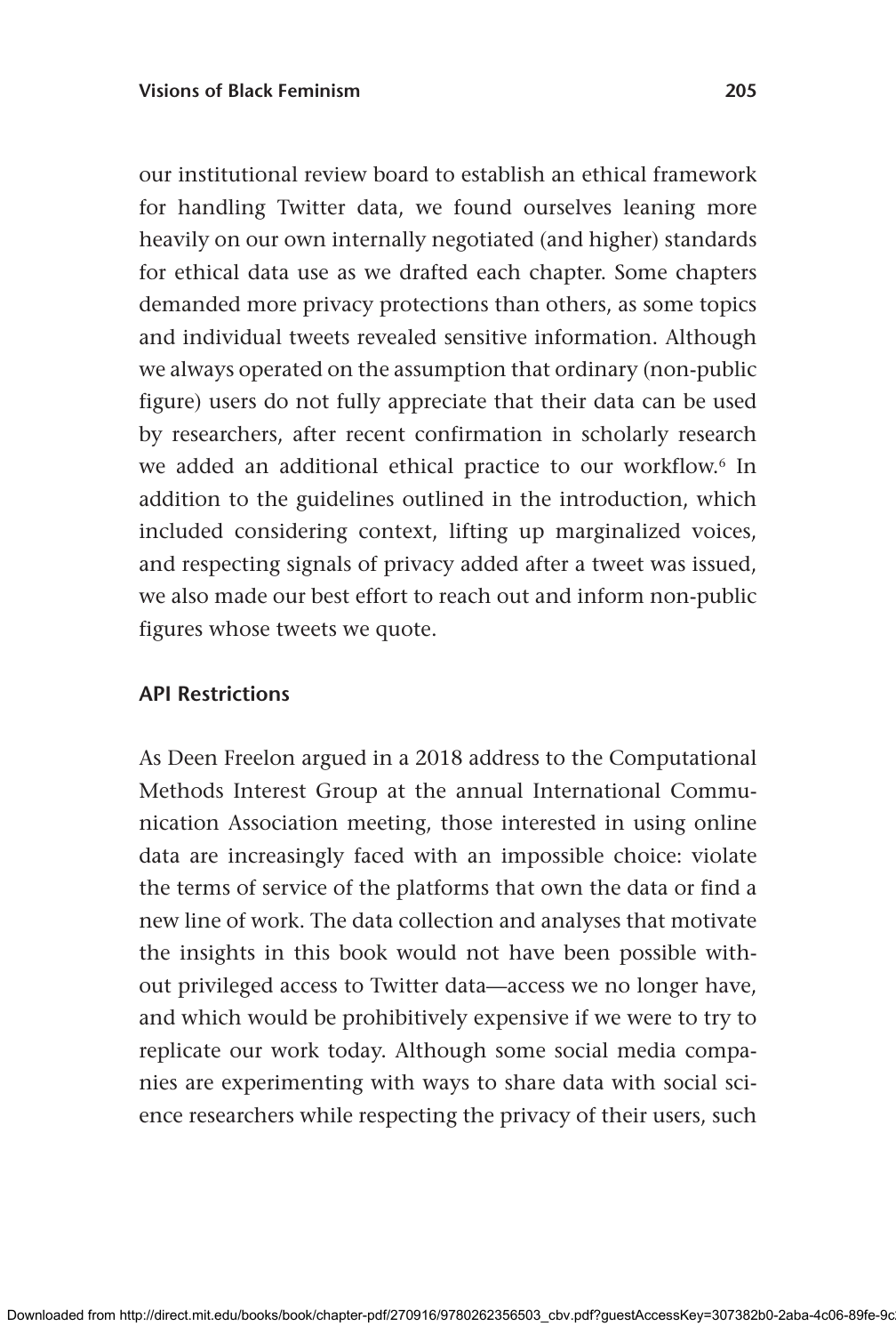our institutional review board to establish an ethical framework for handling Twitter data, we found ourselves leaning more heavily on our own internally negotiated (and higher) standards for ethical data use as we drafted each chapter. Some chapters demanded more privacy protections than others, as some topics and individual tweets revealed sensitive information. Although we always operated on the assumption that ordinary (non-public figure) users do not fully appreciate that their data can be used by researchers, after recent confirmation in scholarly research we added an additional ethical practice to our workflow.[6] In addition to the guidelines outlined in the introduction, which included considering context, lifting up marginalized voices, and respecting signals of privacy added after a tweet was issued, we also made our best effort to reach out and inform non-public figures whose tweets we quote.

### API Restrictions

As Deen Freelon argued in a 2018 address to the Computational Methods Interest Group at the annual International Communication Association meeting, those interested in using online data are increasingly faced with an impossible choice: violate the terms of service of the platforms that own the data or find a new line of work. The data collection and analyses that motivate the insights in this book would not have been possible without privileged access to Twitter data—access we no longer have, and which would be prohibitively expensive if we were to try to replicate our work today. Although some social media companies are experimenting with ways to share data with social science researchers while respecting the privacy of their users, such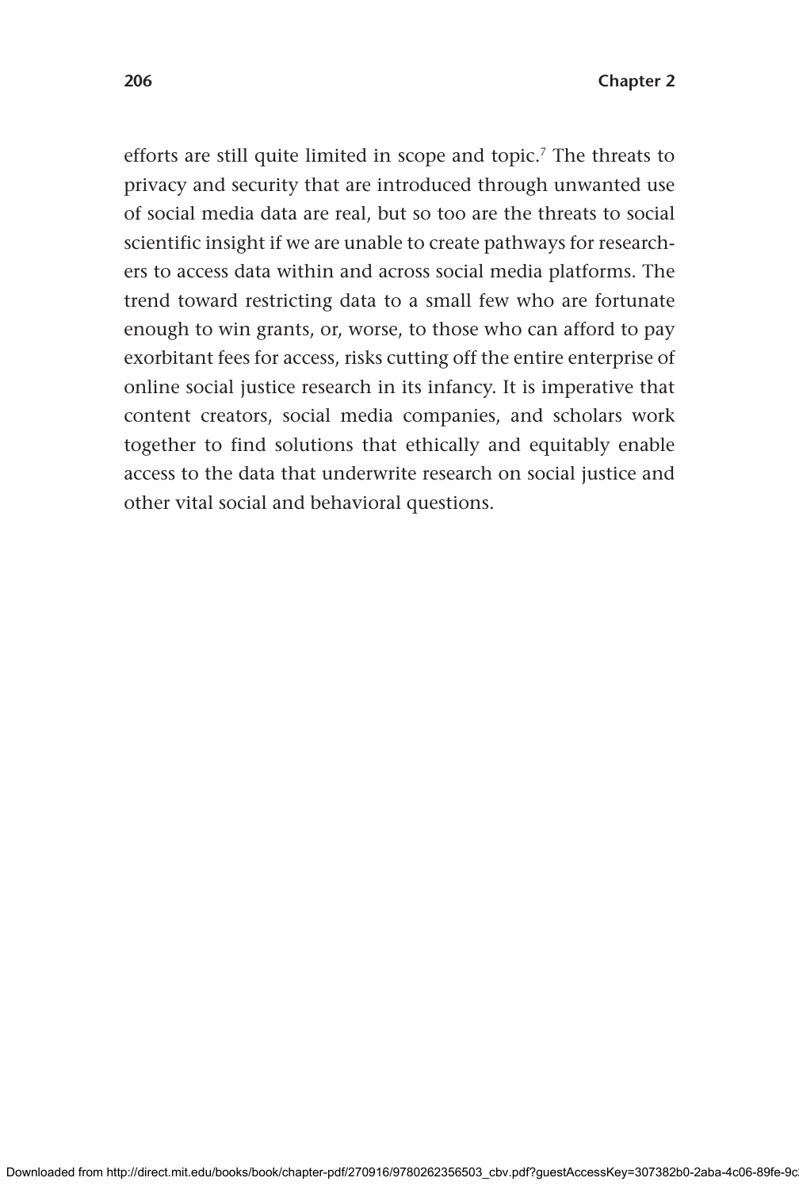efforts are still quite limited in scope and topic.[7] The threats to privacy and security that are introduced through unwanted use of social media data are real, but so too are the threats to social scientific insight if we are unable to create pathways for researchers to access data within and across social media platforms. The trend toward restricting data to a small few who are fortunate enough to win grants, or, worse, to those who can afford to pay exorbitant fees for access, risks cutting off the entire enterprise of online social justice research in its infancy. It is imperative that content creators, social media companies, and scholars work together to find solutions that ethically and equitably enable access to the data that underwrite research on social justice and other vital social and behavioral questions.